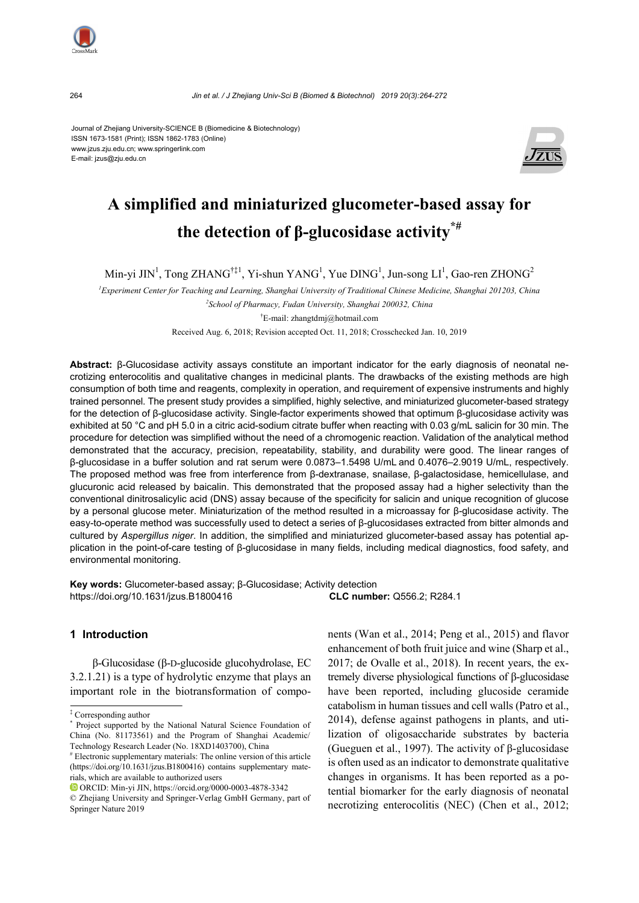Journal of Zhejiang University-SCIENCE B (Biomedicine & Biotechnology)
ISSN 1673-1581 (Print); ISSN 1862-1783 (Online)
www.jzus.zju.edu.cn; www.springerlink.com
E-mail: jzus@zju.edu.cn

# A simplified and miniaturized glucometer-based assay for the detection of β-glucosidase activity[*#]

Min-yi JIN[1], Tong ZHANG[†‡1], Yi-shun YANG[1], Yue DING[1], Jun-song LI[1], Gao-ren ZHONG[2]

[1]*Experiment Center for Teaching and Learning, Shanghai University of Traditional Chinese Medicine, Shanghai 201203, China*

[2]*School of Pharmacy, Fudan University, Shanghai 200032, China*

[†]E-mail: zhangtdmj@hotmail.com

Received Aug. 6, 2018; Revision accepted Oct. 11, 2018; Crosschecked Jan. 10, 2019

**Abstract:** β-Glucosidase activity assays constitute an important indicator for the early diagnosis of neonatal necrotizing enterocolitis and qualitative changes in medicinal plants. The drawbacks of the existing methods are high consumption of both time and reagents, complexity in operation, and requirement of expensive instruments and highly trained personnel. The present study provides a simplified, highly selective, and miniaturized glucometer-based strategy for the detection of β-glucosidase activity. Single-factor experiments showed that optimum β-glucosidase activity was exhibited at 50 °C and pH 5.0 in a citric acid-sodium citrate buffer when reacting with 0.03 g/mL salicin for 30 min. The procedure for detection was simplified without the need of a chromogenic reaction. Validation of the analytical method demonstrated that the accuracy, precision, repeatability, stability, and durability were good. The linear ranges of β-glucosidase in a buffer solution and rat serum were 0.0873–1.5498 U/mL and 0.4076–2.9019 U/mL, respectively. The proposed method was free from interference from β-dextranase, snailase, β-galactosidase, hemicellulase, and glucuronic acid released by baicalin. This demonstrated that the proposed assay had a higher selectivity than the conventional dinitrosalicylic acid (DNS) assay because of the specificity for salicin and unique recognition of glucose by a personal glucose meter. Miniaturization of the method resulted in a microassay for β-glucosidase activity. The easy-to-operate method was successfully used to detect a series of β-glucosidases extracted from bitter almonds and cultured by *Aspergillus niger*. In addition, the simplified and miniaturized glucometer-based assay has potential application in the point-of-care testing of β-glucosidase in many fields, including medical diagnostics, food safety, and environmental monitoring.

**Key words:** Glucometer-based assay; β-Glucosidase; Activity detection
https://doi.org/10.1631/jzus.B1800416 **CLC number:** Q556.2; R284.1

## 1 Introduction

β-Glucosidase (β-D-glucoside glucohydrolase, EC 3.2.1.21) is a type of hydrolytic enzyme that plays an important role in the biotransformation of components (Wan et al., 2014; Peng et al., 2015) and flavor enhancement of both fruit juice and wine (Sharp et al., 2017; de Ovalle et al., 2018). In recent years, the extremely diverse physiological functions of β-glucosidase have been reported, including glucoside ceramide catabolism in human tissues and cell walls (Patro et al., 2014), defense against pathogens in plants, and utilization of oligosaccharide substrates by bacteria (Gueguen et al., 1997). The activity of β-glucosidase is often used as an indicator to demonstrate qualitative changes in organisms. It has been reported as a potential biomarker for the early diagnosis of neonatal necrotizing enterocolitis (NEC) (Chen et al., 2012;

---

[‡] Corresponding author

[*] Project supported by the National Natural Science Foundation of China (No. 81173561) and the Program of Shanghai Academic/Technology Research Leader (No. 18XD1403700), China

[#] Electronic supplementary materials: The online version of this article (https://doi.org/10.1631/jzus.B1800416) contains supplementary materials, which are available to authorized users

ORCID: Min-yi JIN, https://orcid.org/0000-0003-4878-3342

© Zhejiang University and Springer-Verlag GmbH Germany, part of Springer Nature 2019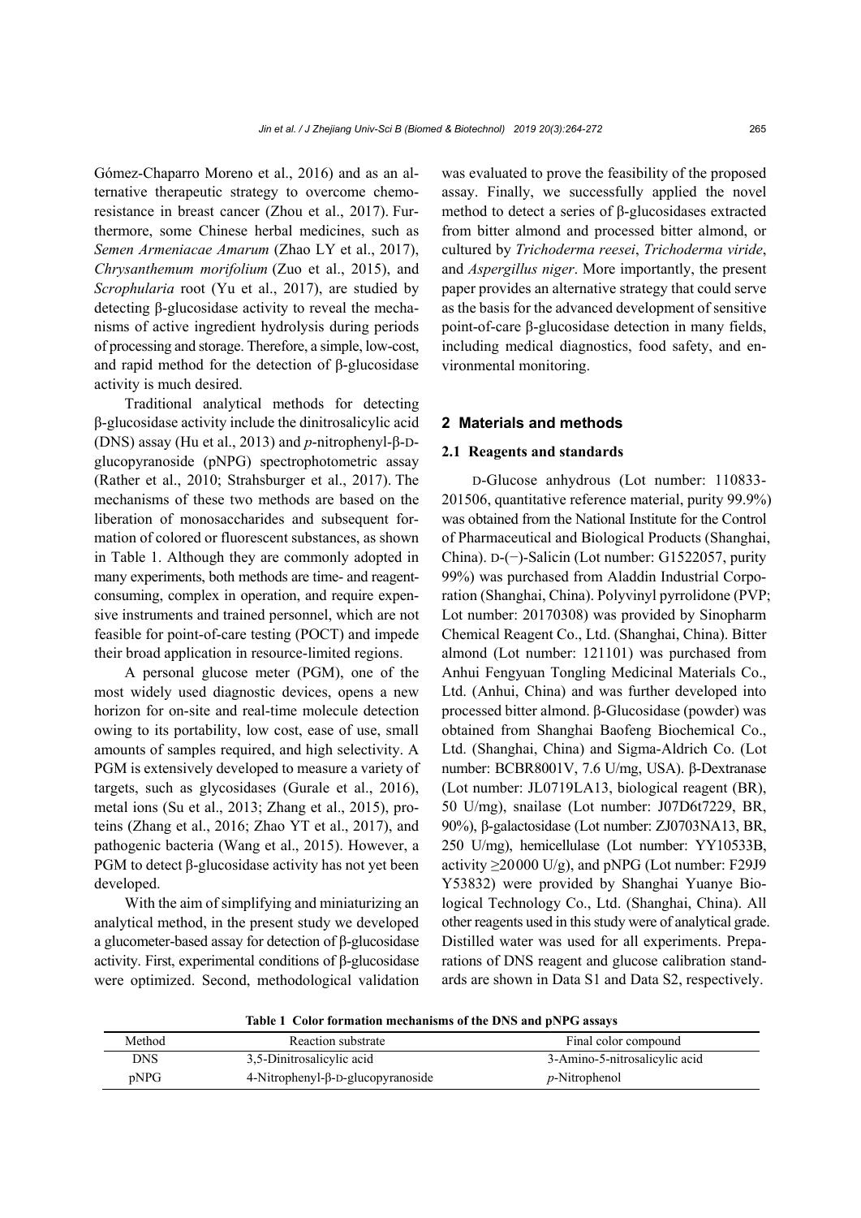Gómez-Chaparro Moreno et al., 2016) and as an alternative therapeutic strategy to overcome chemoresistance in breast cancer (Zhou et al., 2017). Furthermore, some Chinese herbal medicines, such as *Semen Armeniacae Amarum* (Zhao LY et al., 2017), *Chrysanthemum morifolium* (Zuo et al., 2015), and *Scrophularia* root (Yu et al., 2017), are studied by detecting β-glucosidase activity to reveal the mechanisms of active ingredient hydrolysis during periods of processing and storage. Therefore, a simple, low-cost, and rapid method for the detection of β-glucosidase activity is much desired.

Traditional analytical methods for detecting β-glucosidase activity include the dinitrosalicylic acid (DNS) assay (Hu et al., 2013) and *p*-nitrophenyl-β-D-glucopyranoside (pNPG) spectrophotometric assay (Rather et al., 2010; Strahsburger et al., 2017). The mechanisms of these two methods are based on the liberation of monosaccharides and subsequent formation of colored or fluorescent substances, as shown in Table 1. Although they are commonly adopted in many experiments, both methods are time- and reagent-consuming, complex in operation, and require expensive instruments and trained personnel, which are not feasible for point-of-care testing (POCT) and impede their broad application in resource-limited regions.

A personal glucose meter (PGM), one of the most widely used diagnostic devices, opens a new horizon for on-site and real-time molecule detection owing to its portability, low cost, ease of use, small amounts of samples required, and high selectivity. A PGM is extensively developed to measure a variety of targets, such as glycosidases (Gurale et al., 2016), metal ions (Su et al., 2013; Zhang et al., 2015), proteins (Zhang et al., 2016; Zhao YT et al., 2017), and pathogenic bacteria (Wang et al., 2015). However, a PGM to detect β-glucosidase activity has not yet been developed.

With the aim of simplifying and miniaturizing an analytical method, in the present study we developed a glucometer-based assay for detection of β-glucosidase activity. First, experimental conditions of β-glucosidase were optimized. Second, methodological validation was evaluated to prove the feasibility of the proposed assay. Finally, we successfully applied the novel method to detect a series of β-glucosidases extracted from bitter almond and processed bitter almond, or cultured by *Trichoderma reesei*, *Trichoderma viride*, and *Aspergillus niger*. More importantly, the present paper provides an alternative strategy that could serve as the basis for the advanced development of sensitive point-of-care β-glucosidase detection in many fields, including medical diagnostics, food safety, and environmental monitoring.

## 2 Materials and methods

### 2.1 Reagents and standards

D-Glucose anhydrous (Lot number: 110833-201506, quantitative reference material, purity 99.9%) was obtained from the National Institute for the Control of Pharmaceutical and Biological Products (Shanghai, China). D-(−)-Salicin (Lot number: G1522057, purity 99%) was purchased from Aladdin Industrial Corporation (Shanghai, China). Polyvinyl pyrrolidone (PVP; Lot number: 20170308) was provided by Sinopharm Chemical Reagent Co., Ltd. (Shanghai, China). Bitter almond (Lot number: 121101) was purchased from Anhui Fengyuan Tongling Medicinal Materials Co., Ltd. (Anhui, China) and was further developed into processed bitter almond. β-Glucosidase (powder) was obtained from Shanghai Baofeng Biochemical Co., Ltd. (Shanghai, China) and Sigma-Aldrich Co. (Lot number: BCBR8001V, 7.6 U/mg, USA). β-Dextranase (Lot number: JL0719LA13, biological reagent (BR), 50 U/mg), snailase (Lot number: J07D6t7229, BR, 90%), β-galactosidase (Lot number: ZJ0703NA13, BR, 250 U/mg), hemicellulase (Lot number: YY10533B, activity ≥20000 U/g), and pNPG (Lot number: F29J9 Y53832) were provided by Shanghai Yuanye Biological Technology Co., Ltd. (Shanghai, China). All other reagents used in this study were of analytical grade. Distilled water was used for all experiments. Preparations of DNS reagent and glucose calibration standards are shown in Data S1 and Data S2, respectively.

**Table 1 Color formation mechanisms of the DNS and pNPG assays**

| Method | Reaction substrate | Final color compound |
|---|---|---|
| DNS | 3,5-Dinitrosalicylic acid | 3-Amino-5-nitrosalicylic acid |
| pNPG | 4-Nitrophenyl-β-D-glucopyranoside | *p*-Nitrophenol |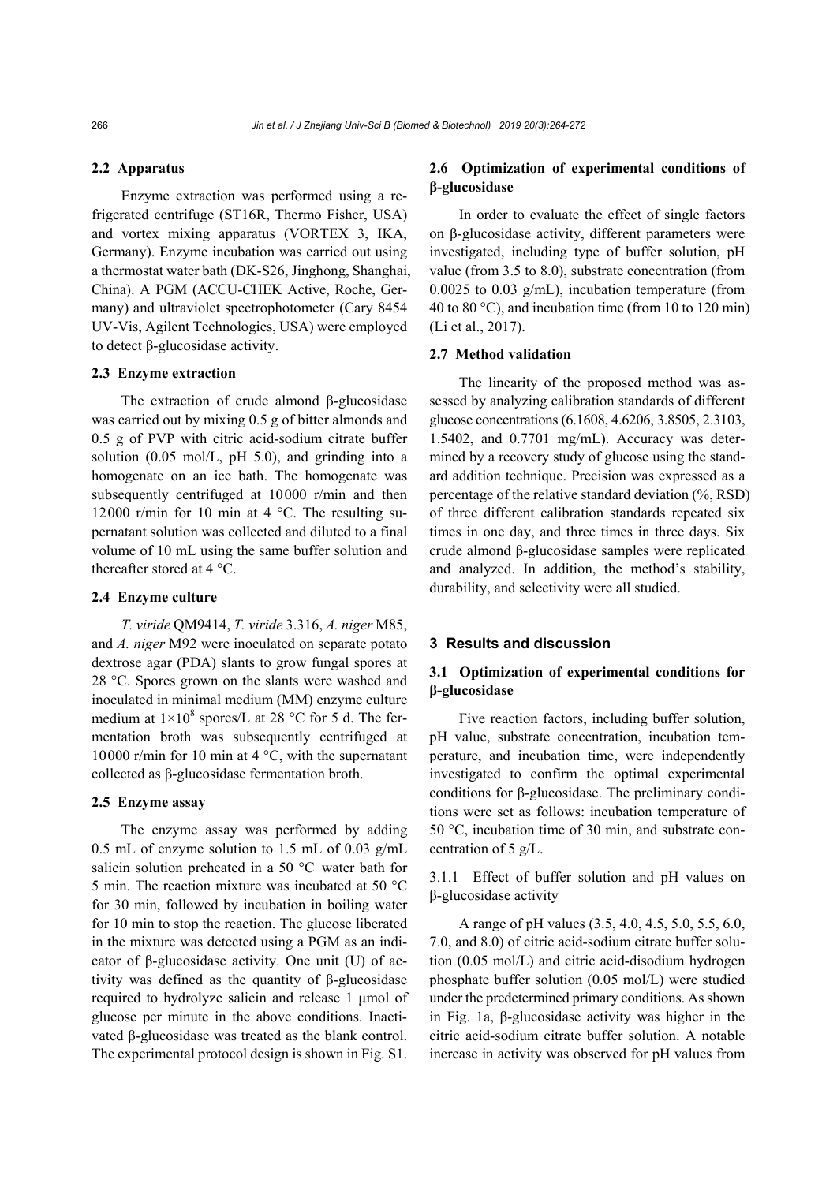### 2.2 Apparatus

Enzyme extraction was performed using a refrigerated centrifuge (ST16R, Thermo Fisher, USA) and vortex mixing apparatus (VORTEX 3, IKA, Germany). Enzyme incubation was carried out using a thermostat water bath (DK-S26, Jinghong, Shanghai, China). A PGM (ACCU-CHEK Active, Roche, Germany) and ultraviolet spectrophotometer (Cary 8454 UV-Vis, Agilent Technologies, USA) were employed to detect β-glucosidase activity.

### 2.3 Enzyme extraction

The extraction of crude almond β-glucosidase was carried out by mixing 0.5 g of bitter almonds and 0.5 g of PVP with citric acid-sodium citrate buffer solution (0.05 mol/L, pH 5.0), and grinding into a homogenate on an ice bath. The homogenate was subsequently centrifuged at 10000 r/min and then 12000 r/min for 10 min at 4 °C. The resulting supernatant solution was collected and diluted to a final volume of 10 mL using the same buffer solution and thereafter stored at 4 °C.

### 2.4 Enzyme culture

*T. viride* QM9414, *T. viride* 3.316, *A. niger* M85, and *A. niger* M92 were inoculated on separate potato dextrose agar (PDA) slants to grow fungal spores at 28 °C. Spores grown on the slants were washed and inoculated in minimal medium (MM) enzyme culture medium at $1\times10^8$ spores/L at 28 °C for 5 d. The fermentation broth was subsequently centrifuged at 10000 r/min for 10 min at 4 °C, with the supernatant collected as β-glucosidase fermentation broth.

### 2.5 Enzyme assay

The enzyme assay was performed by adding 0.5 mL of enzyme solution to 1.5 mL of 0.03 g/mL salicin solution preheated in a 50 °C water bath for 5 min. The reaction mixture was incubated at 50 °C for 30 min, followed by incubation in boiling water for 10 min to stop the reaction. The glucose liberated in the mixture was detected using a PGM as an indicator of β-glucosidase activity. One unit (U) of activity was defined as the quantity of β-glucosidase required to hydrolyze salicin and release 1 μmol of glucose per minute in the above conditions. Inactivated β-glucosidase was treated as the blank control. The experimental protocol design is shown in Fig. S1.

### 2.6 Optimization of experimental conditions of β-glucosidase

In order to evaluate the effect of single factors on β-glucosidase activity, different parameters were investigated, including type of buffer solution, pH value (from 3.5 to 8.0), substrate concentration (from 0.0025 to 0.03 g/mL), incubation temperature (from 40 to 80 °C), and incubation time (from 10 to 120 min) (Li et al., 2017).

### 2.7 Method validation

The linearity of the proposed method was assessed by analyzing calibration standards of different glucose concentrations (6.1608, 4.6206, 3.8505, 2.3103, 1.5402, and 0.7701 mg/mL). Accuracy was determined by a recovery study of glucose using the standard addition technique. Precision was expressed as a percentage of the relative standard deviation (%, RSD) of three different calibration standards repeated six times in one day, and three times in three days. Six crude almond β-glucosidase samples were replicated and analyzed. In addition, the method's stability, durability, and selectivity were all studied.

## 3 Results and discussion

### 3.1 Optimization of experimental conditions for β-glucosidase

Five reaction factors, including buffer solution, pH value, substrate concentration, incubation temperature, and incubation time, were independently investigated to confirm the optimal experimental conditions for β-glucosidase. The preliminary conditions were set as follows: incubation temperature of 50 °C, incubation time of 30 min, and substrate concentration of 5 g/L.

#### 3.1.1 Effect of buffer solution and pH values on β-glucosidase activity

A range of pH values (3.5, 4.0, 4.5, 5.0, 5.5, 6.0, 7.0, and 8.0) of citric acid-sodium citrate buffer solution (0.05 mol/L) and citric acid-disodium hydrogen phosphate buffer solution (0.05 mol/L) were studied under the predetermined primary conditions. As shown in Fig. 1a, β-glucosidase activity was higher in the citric acid-sodium citrate buffer solution. A notable increase in activity was observed for pH values from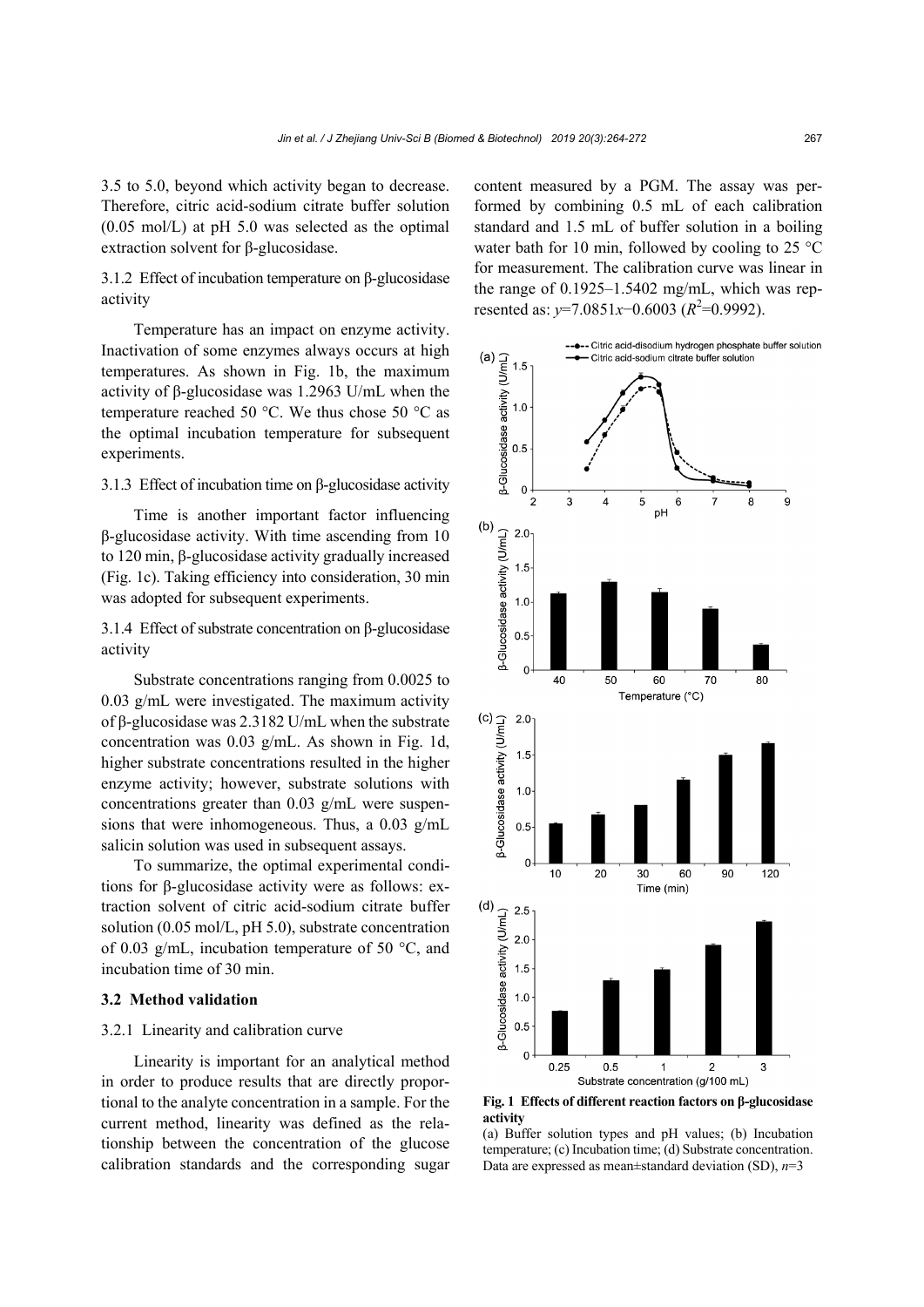3.5 to 5.0, beyond which activity began to decrease. Therefore, citric acid-sodium citrate buffer solution (0.05 mol/L) at pH 5.0 was selected as the optimal extraction solvent for β-glucosidase.

#### 3.1.2 Effect of incubation temperature on β-glucosidase activity

Temperature has an impact on enzyme activity. Inactivation of some enzymes always occurs at high temperatures. As shown in Fig. 1b, the maximum activity of β-glucosidase was 1.2963 U/mL when the temperature reached 50 °C. We thus chose 50 °C as the optimal incubation temperature for subsequent experiments.

#### 3.1.3 Effect of incubation time on β-glucosidase activity

Time is another important factor influencing β-glucosidase activity. With time ascending from 10 to 120 min, β-glucosidase activity gradually increased (Fig. 1c). Taking efficiency into consideration, 30 min was adopted for subsequent experiments.

#### 3.1.4 Effect of substrate concentration on β-glucosidase activity

Substrate concentrations ranging from 0.0025 to 0.03 g/mL were investigated. The maximum activity of β-glucosidase was 2.3182 U/mL when the substrate concentration was 0.03 g/mL. As shown in Fig. 1d, higher substrate concentrations resulted in the higher enzyme activity; however, substrate solutions with concentrations greater than 0.03 g/mL were suspensions that were inhomogeneous. Thus, a 0.03 g/mL salicin solution was used in subsequent assays.

To summarize, the optimal experimental conditions for β-glucosidase activity were as follows: extraction solvent of citric acid-sodium citrate buffer solution (0.05 mol/L, pH 5.0), substrate concentration of 0.03 g/mL, incubation temperature of 50 °C, and incubation time of 30 min.

### 3.2 Method validation

#### 3.2.1 Linearity and calibration curve

Linearity is important for an analytical method in order to produce results that are directly proportional to the analyte concentration in a sample. For the current method, linearity was defined as the relationship between the concentration of the glucose calibration standards and the corresponding sugar content measured by a PGM. The assay was performed by combining 0.5 mL of each calibration standard and 1.5 mL of buffer solution in a boiling water bath for 10 min, followed by cooling to 25 °C for measurement. The calibration curve was linear in the range of 0.1925–1.5402 mg/mL, which was represented as: $y=7.0851x-0.6003$ ($R^2=0.9992$).

**Fig. 1 Effects of different reaction factors on β-glucosidase activity**

(a) Buffer solution types and pH values; (b) Incubation temperature; (c) Incubation time; (d) Substrate concentration. Data are expressed as mean±standard deviation (SD), $n=3$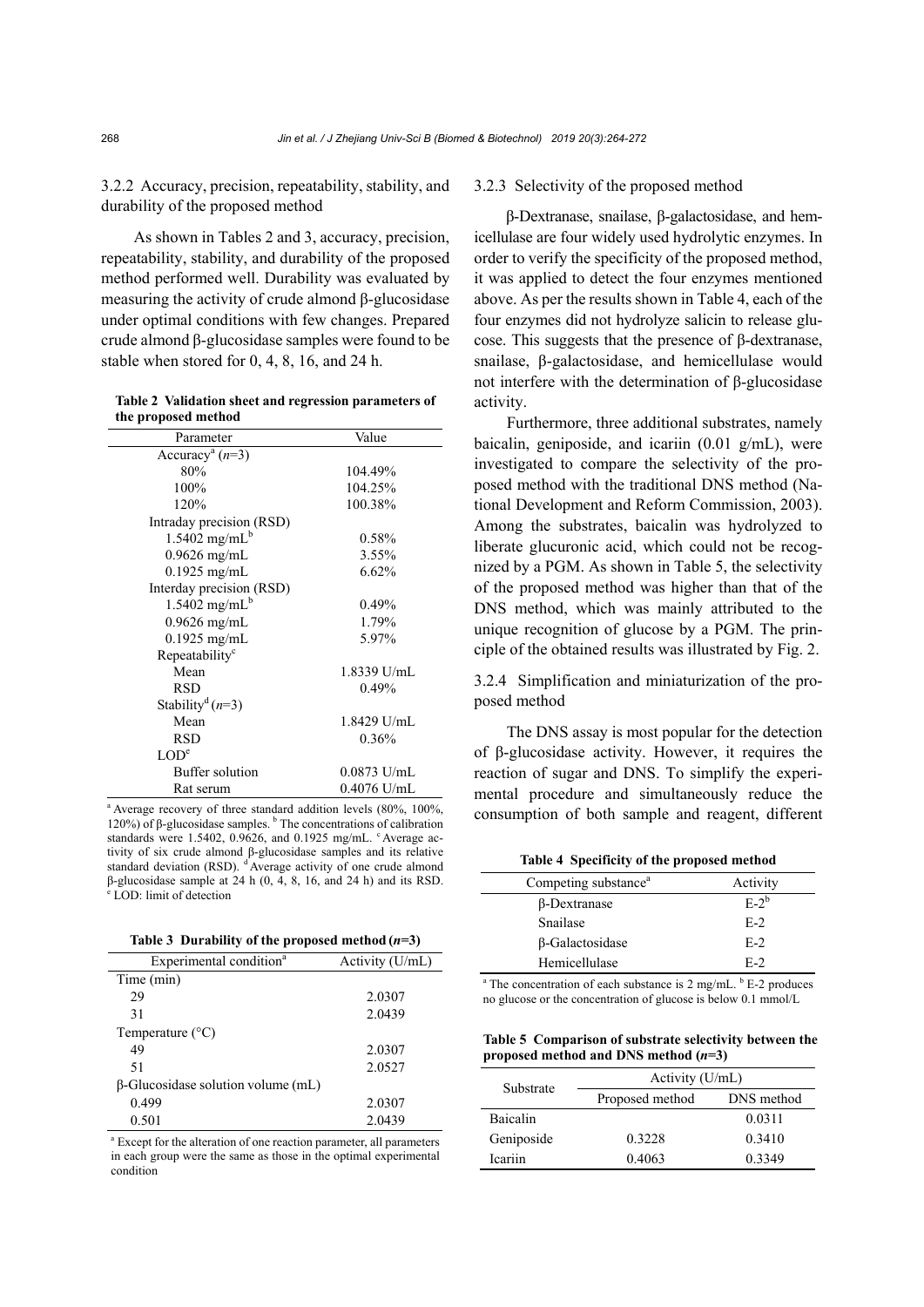### 3.2.2 Accuracy, precision, repeatability, stability, and durability of the proposed method

As shown in Tables 2 and 3, accuracy, precision, repeatability, stability, and durability of the proposed method performed well. Durability was evaluated by measuring the activity of crude almond β-glucosidase under optimal conditions with few changes. Prepared crude almond β-glucosidase samples were found to be stable when stored for 0, 4, 8, 16, and 24 h.

**Table 2 Validation sheet and regression parameters of the proposed method**

| Parameter | Value |
|---|---|
| Accuracy[a] ($n$=3) | |
| 80% | 104.49% |
| 100% | 104.25% |
| 120% | 100.38% |
| Intraday precision (RSD) | |
| 1.5402 mg/mL[b] | 0.58% |
| 0.9626 mg/mL | 3.55% |
| 0.1925 mg/mL | 6.62% |
| Interday precision (RSD) | |
| 1.5402 mg/mL[b] | 0.49% |
| 0.9626 mg/mL | 1.79% |
| 0.1925 mg/mL | 5.97% |
| Repeatability[c] | |
| Mean | 1.8339 U/mL |
| RSD | 0.49% |
| Stability[d] ($n$=3) | |
| Mean | 1.8429 U/mL |
| RSD | 0.36% |
| LOD[e] | |
| Buffer solution | 0.0873 U/mL |
| Rat serum | 0.4076 U/mL |

[a] Average recovery of three standard addition levels (80%, 100%, 120%) of β-glucosidase samples. [b] The concentrations of calibration standards were 1.5402, 0.9626, and 0.1925 mg/mL. [c] Average activity of six crude almond β-glucosidase samples and its relative standard deviation (RSD). [d] Average activity of one crude almond β-glucosidase sample at 24 h (0, 4, 8, 16, and 24 h) and its RSD. [e] LOD: limit of detection

**Table 3 Durability of the proposed method ($n$=3)**

| Experimental condition[a] | Activity (U/mL) |
|---|---|
| Time (min) | |
| 29 | 2.0307 |
| 31 | 2.0439 |
| Temperature (°C) | |
| 49 | 2.0307 |
| 51 | 2.0527 |
| β-Glucosidase solution volume (mL) | |
| 0.499 | 2.0307 |
| 0.501 | 2.0439 |

[a] Except for the alteration of one reaction parameter, all parameters in each group were the same as those in the optimal experimental condition

### 3.2.3 Selectivity of the proposed method

β-Dextranase, snailase, β-galactosidase, and hemicellulase are four widely used hydrolytic enzymes. In order to verify the specificity of the proposed method, it was applied to detect the four enzymes mentioned above. As per the results shown in Table 4, each of the four enzymes did not hydrolyze salicin to release glucose. This suggests that the presence of β-dextranase, snailase, β-galactosidase, and hemicellulase would not interfere with the determination of β-glucosidase activity.

Furthermore, three additional substrates, namely baicalin, geniposide, and icariin (0.01 g/mL), were investigated to compare the selectivity of the proposed method with the traditional DNS method (National Development and Reform Commission, 2003). Among the substrates, baicalin was hydrolyzed to liberate glucuronic acid, which could not be recognized by a PGM. As shown in Table 5, the selectivity of the proposed method was higher than that of the DNS method, which was mainly attributed to the unique recognition of glucose by a PGM. The principle of the obtained results was illustrated by Fig. 2.

### 3.2.4 Simplification and miniaturization of the proposed method

The DNS assay is most popular for the detection of β-glucosidase activity. However, it requires the reaction of sugar and DNS. To simplify the experimental procedure and simultaneously reduce the consumption of both sample and reagent, different

**Table 4 Specificity of the proposed method**

| Competing substance[a] | Activity |
|---|---|
| β-Dextranase | E-2[b] |
| Snailase | E-2 |
| β-Galactosidase | E-2 |
| Hemicellulase | E-2 |

[a] The concentration of each substance is 2 mg/mL. [b] E-2 produces no glucose or the concentration of glucose is below 0.1 mmol/L

**Table 5 Comparison of substrate selectivity between the proposed method and DNS method ($n$=3)**

| Substrate | Activity (U/mL) | |
|---|---|---|
| | Proposed method | DNS method |
| Baicalin | | 0.0311 |
| Geniposide | 0.3228 | 0.3410 |
| Icariin | 0.4063 | 0.3349 |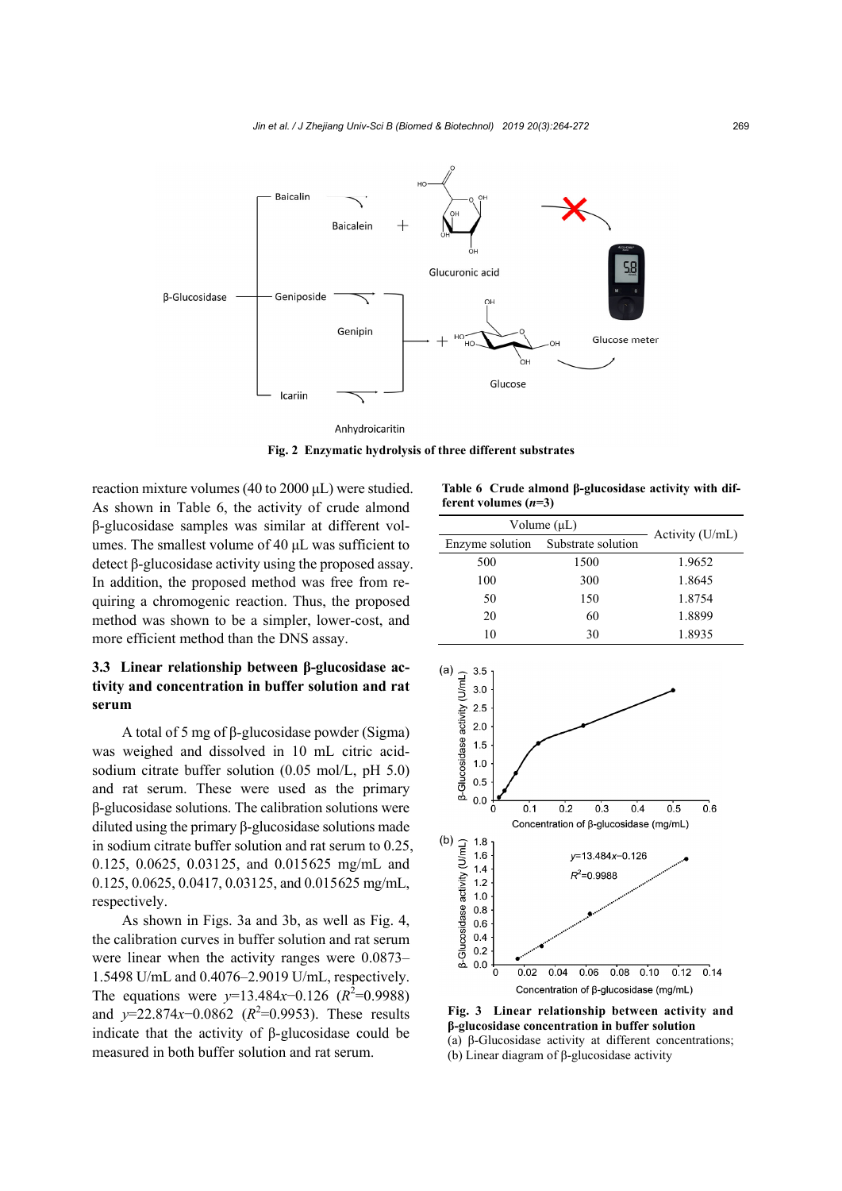Fig. 2 Enzymatic hydrolysis of three different substrates

reaction mixture volumes (40 to 2000 μL) were studied. As shown in Table 6, the activity of crude almond β-glucosidase samples was similar at different volumes. The smallest volume of 40 μL was sufficient to detect β-glucosidase activity using the proposed assay. In addition, the proposed method was free from requiring a chromogenic reaction. Thus, the proposed method was shown to be a simpler, lower-cost, and more efficient method than the DNS assay.

**Table 6 Crude almond β-glucosidase activity with different volumes (*n*=3)**

| Volume (μL) | | Activity (U/mL) |
|---|---|---|
| Enzyme solution | Substrate solution | |
| 500 | 1500 | 1.9652 |
| 100 | 300 | 1.8645 |
| 50 | 150 | 1.8754 |
| 20 | 60 | 1.8899 |
| 10 | 30 | 1.8935 |

### 3.3 Linear relationship between β-glucosidase activity and concentration in buffer solution and rat serum

A total of 5 mg of β-glucosidase powder (Sigma) was weighed and dissolved in 10 mL citric acid-sodium citrate buffer solution (0.05 mol/L, pH 5.0) and rat serum. These were used as the primary β-glucosidase solutions. The calibration solutions were diluted using the primary β-glucosidase solutions made in sodium citrate buffer solution and rat serum to 0.25, 0.125, 0.0625, 0.03125, and 0.015625 mg/mL and 0.125, 0.0625, 0.0417, 0.03125, and 0.015625 mg/mL, respectively.

As shown in Figs. 3a and 3b, as well as Fig. 4, the calibration curves in buffer solution and rat serum were linear when the activity ranges were 0.0873–1.5498 U/mL and 0.4076–2.9019 U/mL, respectively. The equations were $y=13.484x-0.126$ ($R^2=0.9988$) and $y=22.874x-0.0862$ ($R^2=0.9953$). These results indicate that the activity of β-glucosidase could be measured in both buffer solution and rat serum.

**Fig. 3 Linear relationship between activity and β-glucosidase concentration in buffer solution**
(a) β-Glucosidase activity at different concentrations; (b) Linear diagram of β-glucosidase activity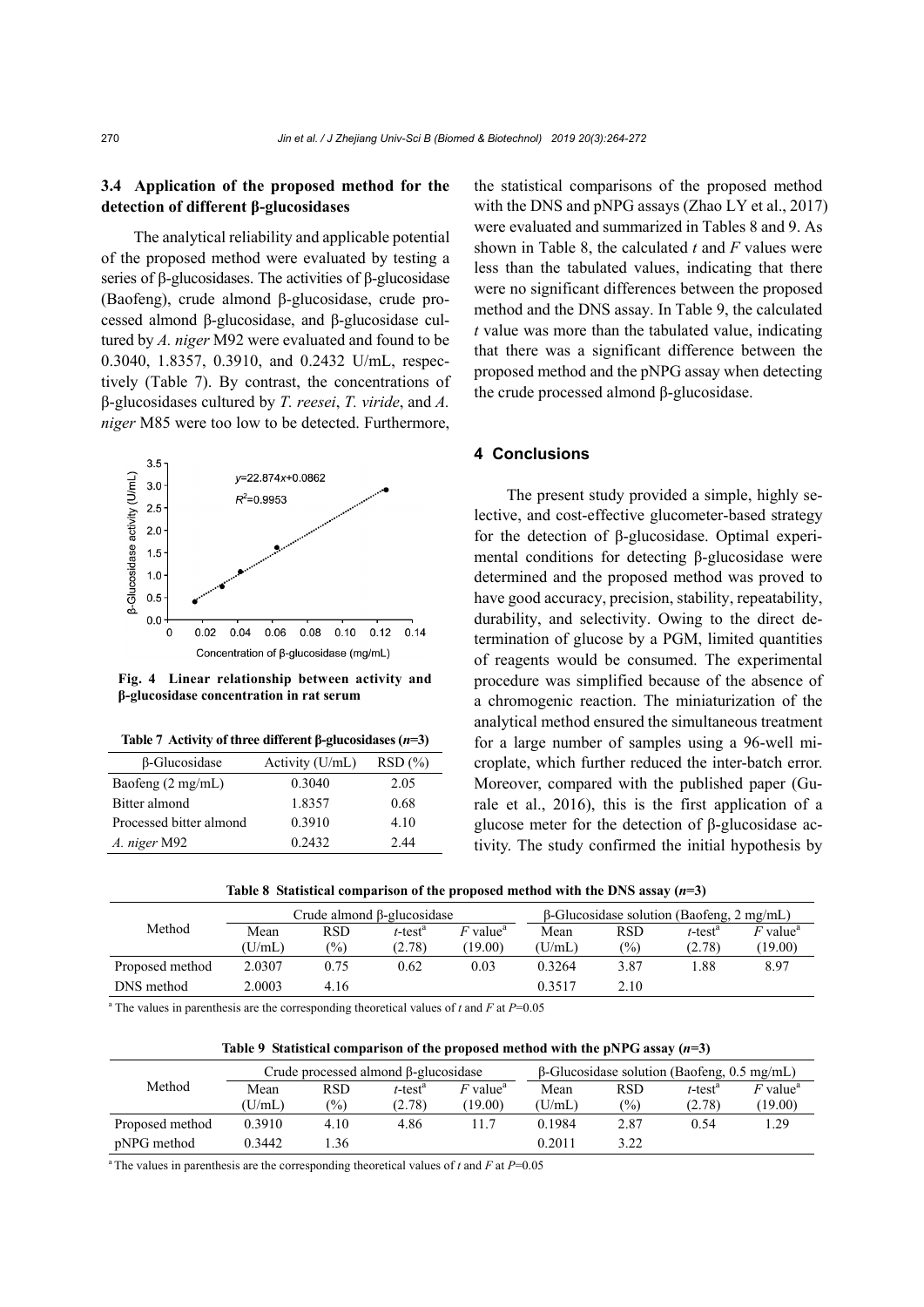### 3.4 Application of the proposed method for the detection of different β-glucosidases

The analytical reliability and applicable potential of the proposed method were evaluated by testing a series of β-glucosidases. The activities of β-glucosidase (Baofeng), crude almond β-glucosidase, crude processed almond β-glucosidase, and β-glucosidase cultured by *A. niger* M92 were evaluated and found to be 0.3040, 1.8357, 0.3910, and 0.2432 U/mL, respectively (Table 7). By contrast, the concentrations of β-glucosidases cultured by *T. reesei*, *T. viride*, and *A. niger* M85 were too low to be detected. Furthermore, the statistical comparisons of the proposed method with the DNS and pNPG assays (Zhao LY et al., 2017) were evaluated and summarized in Tables 8 and 9. As shown in Table 8, the calculated *t* and *F* values were less than the tabulated values, indicating that there were no significant differences between the proposed method and the DNS assay. In Table 9, the calculated *t* value was more than the tabulated value, indicating that there was a significant difference between the proposed method and the pNPG assay when detecting the crude processed almond β-glucosidase.

**Fig. 4 Linear relationship between activity and β-glucosidase concentration in rat serum**

**Table 7 Activity of three different β-glucosidases ($n$=3)**

| β-Glucosidase | Activity (U/mL) | RSD (%) |
|---|---|---|
| Baofeng (2 mg/mL) | 0.3040 | 2.05 |
| Bitter almond | 1.8357 | 0.68 |
| Processed bitter almond | 0.3910 | 4.10 |
| *A. niger* M92 | 0.2432 | 2.44 |

## 4 Conclusions

The present study provided a simple, highly selective, and cost-effective glucometer-based strategy for the detection of β-glucosidase. Optimal experimental conditions for detecting β-glucosidase were determined and the proposed method was proved to have good accuracy, precision, stability, repeatability, durability, and selectivity. Owing to the direct determination of glucose by a PGM, limited quantities of reagents would be consumed. The experimental procedure was simplified because of the absence of a chromogenic reaction. The miniaturization of the analytical method ensured the simultaneous treatment for a large number of samples using a 96-well microplate, which further reduced the inter-batch error. Moreover, compared with the published paper (Gurale et al., 2016), this is the first application of a glucose meter for the detection of β-glucosidase activity. The study confirmed the initial hypothesis by

**Table 8 Statistical comparison of the proposed method with the DNS assay ($n$=3)**

| Method | Crude almond β-glucosidase | | | | β-Glucosidase solution (Baofeng, 2 mg/mL) | | | |
|---|---|---|---|---|---|---|---|---|
| | Mean (U/mL) | RSD (%) | $t$-test[a] (2.78) | $F$ value[a] (19.00) | Mean (U/mL) | RSD (%) | $t$-test[a] (2.78) | $F$ value[a] (19.00) |
| Proposed method | 2.0307 | 0.75 | 0.62 | 0.03 | 0.3264 | 3.87 | 1.88 | 8.97 |
| DNS method | 2.0003 | 4.16 | | | 0.3517 | 2.10 | | |

[a] The values in parenthesis are the corresponding theoretical values of $t$ and $F$ at $P$=0.05

**Table 9 Statistical comparison of the proposed method with the pNPG assay ($n$=3)**

| Method | Crude processed almond β-glucosidase | | | | β-Glucosidase solution (Baofeng, 0.5 mg/mL) | | | |
|---|---|---|---|---|---|---|---|---|
| | Mean (U/mL) | RSD (%) | $t$-test[a] (2.78) | $F$ value[a] (19.00) | Mean (U/mL) | RSD (%) | $t$-test[a] (2.78) | $F$ value[a] (19.00) |
| Proposed method | 0.3910 | 4.10 | 4.86 | 11.7 | 0.1984 | 2.87 | 0.54 | 1.29 |
| pNPG method | 0.3442 | 1.36 | | | 0.2011 | 3.22 | | |

[a] The values in parenthesis are the corresponding theoretical values of $t$ and $F$ at $P$=0.05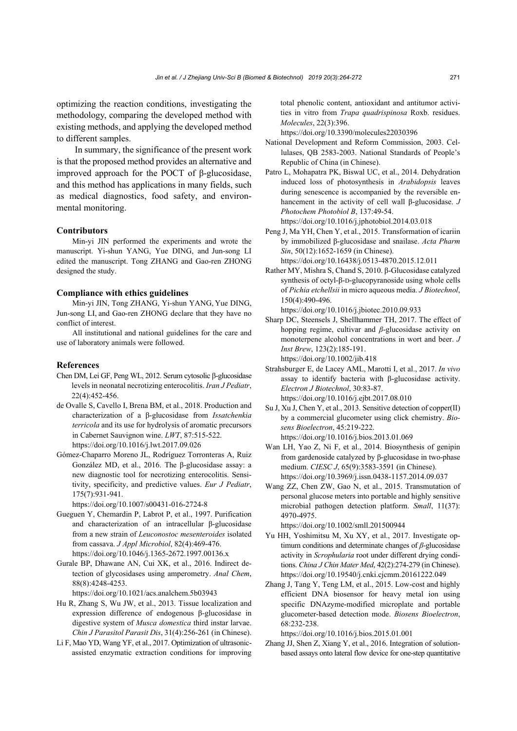optimizing the reaction conditions, investigating the methodology, comparing the developed method with existing methods, and applying the developed method to different samples.

In summary, the significance of the present work is that the proposed method provides an alternative and improved approach for the POCT of β-glucosidase, and this method has applications in many fields, such as medical diagnostics, food safety, and environmental monitoring.

#### Contributors

Min-yi JIN performed the experiments and wrote the manuscript. Yi-shun YANG, Yue DING, and Jun-song LI edited the manuscript. Tong ZHANG and Gao-ren ZHONG designed the study.

#### Compliance with ethics guidelines

Min-yi JIN, Tong ZHANG, Yi-shun YANG, Yue DING, Jun-song LI, and Gao-ren ZHONG declare that they have no conflict of interest.

All institutional and national guidelines for the care and use of laboratory animals were followed.

#### References

Chen DM, Lei GF, Peng WL, 2012. Serum cytosolic β-glucosidase levels in neonatal necrotizing enterocolitis. *Iran J Pediatr*, 22(4):452-456.

de Ovalle S, Cavello I, Brena BM, et al., 2018. Production and characterization of a β-glucosidase from *Issatchenkia terricola* and its use for hydrolysis of aromatic precursors in Cabernet Sauvignon wine. *LWT*, 87:515-522. https://doi.org/10.1016/j.lwt.2017.09.026

Gómez-Chaparro Moreno JL, Rodríguez Torronteras A, Ruiz González MD, et al., 2016. The β-glucosidase assay: a new diagnostic tool for necrotizing enterocolitis. Sensitivity, specificity, and predictive values. *Eur J Pediatr*, 175(7):931-941. https://doi.org/10.1007/s00431-016-2724-8

Gueguen Y, Chemardin P, Labrot P, et al., 1997. Purification and characterization of an intracellular β-glucosidase from a new strain of *Leuconostoc mesenteroides* isolated from cassava. *J Appl Microbiol*, 82(4):469-476. https://doi.org/10.1046/j.1365-2672.1997.00136.x

Gurale BP, Dhawane AN, Cui XK, et al., 2016. Indirect detection of glycosidases using amperometry. *Anal Chem*, 88(8):4248-4253. https://doi.org/10.1021/acs.analchem.5b03943

Hu R, Zhang S, Wu JW, et al., 2013. Tissue localization and expression difference of endogenous β-glucosidase in digestive system of *Musca domestica* third instar larvae. *Chin J Parasitol Parasit Dis*, 31(4):256-261 (in Chinese).

Li F, Mao YD, Wang YF, et al., 2017. Optimization of ultrasonic-assisted enzymatic extraction conditions for improving total phenolic content, antioxidant and antitumor activities in vitro from *Trapa quadrispinosa* Roxb. residues. *Molecules*, 22(3):396. https://doi.org/10.3390/molecules22030396

National Development and Reform Commission, 2003. Cellulases, QB 2583-2003. National Standards of People's Republic of China (in Chinese).

Patro L, Mohapatra PK, Biswal UC, et al., 2014. Dehydration induced loss of photosynthesis in *Arabidopsis* leaves during senescence is accompanied by the reversible enhancement in the activity of cell wall β-glucosidase. *J Photochem Photobiol B*, 137:49-54. https://doi.org/10.1016/j.jphotobiol.2014.03.018

Peng J, Ma YH, Chen Y, et al., 2015. Transformation of icariin by immobilized β-glucosidase and snailase. *Acta Pharm Sin*, 50(12):1652-1659 (in Chinese). https://doi.org/10.16438/j.0513-4870.2015.12.011

Rather MY, Mishra S, Chand S, 2010. β-Glucosidase catalyzed synthesis of octyl-β-D-glucopyranoside using whole cells of *Pichia etchellsii* in micro aqueous media. *J Biotechnol*, 150(4):490-496. https://doi.org/10.1016/j.jbiotec.2010.09.933

Sharp DC, Steensels J, Shellhammer TH, 2017. The effect of hopping regime, cultivar and *β*-glucosidase activity on monoterpene alcohol concentrations in wort and beer. *J Inst Brew*, 123(2):185-191. https://doi.org/10.1002/jib.418

Strahsburger E, de Lacey AML, Marotti I, et al., 2017. *In vivo* assay to identify bacteria with β-glucosidase activity. *Electron J Biotechnol*, 30:83-87. https://doi.org/10.1016/j.ejbt.2017.08.010

Su J, Xu J, Chen Y, et al., 2013. Sensitive detection of copper(II) by a commercial glucometer using click chemistry. *Biosens Bioelectron*, 45:219-222. https://doi.org/10.1016/j.bios.2013.01.069

Wan LH, Yao Z, Ni F, et al., 2014. Biosynthesis of genipin from gardenoside catalyzed by β-glucosidase in two-phase medium. *CIESC J*, 65(9):3583-3591 (in Chinese). https://doi.org/10.3969/j.issn.0438-1157.2014.09.037

Wang ZZ, Chen ZW, Gao N, et al., 2015. Transmutation of personal glucose meters into portable and highly sensitive microbial pathogen detection platform. *Small*, 11(37): 4970-4975. https://doi.org/10.1002/smll.201500944

Yu HH, Yoshimitsu M, Xu XY, et al., 2017. Investigate optimum conditions and determinate changes of *β*-glucosidase activity in *Scrophularia* root under different drying conditions. *China J Chin Mater Med*, 42(2):274-279 (in Chinese). https://doi.org/10.19540/j.cnki.cjcmm.20161222.049

Zhang J, Tang Y, Teng LM, et al., 2015. Low-cost and highly efficient DNA biosensor for heavy metal ion using specific DNAzyme-modified microplate and portable glucometer-based detection mode. *Biosens Bioelectron*, 68:232-238. https://doi.org/10.1016/j.bios.2015.01.001

Zhang JJ, Shen Z, Xiang Y, et al., 2016. Integration of solution-based assays onto lateral flow device for one-step quantitative